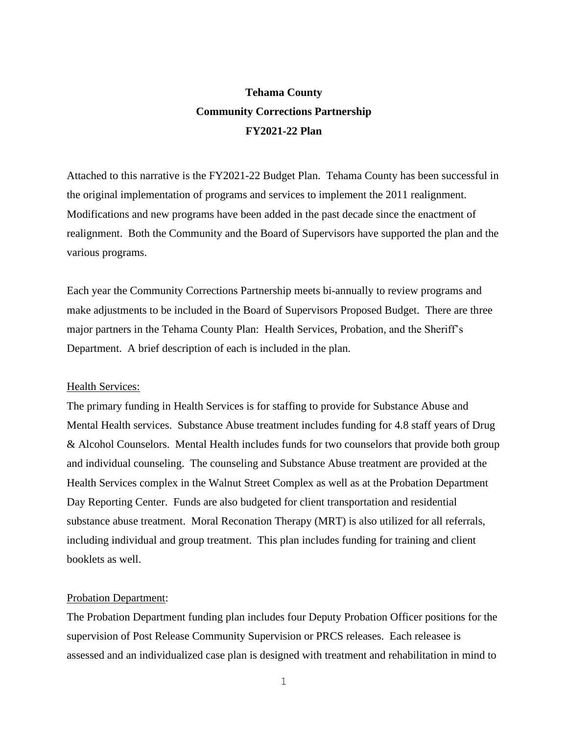# Tehama County
## Community Corrections Partnership
## FY2021-22 Plan

Attached to this narrative is the FY2021-22 Budget Plan. Tehama County has been successful in the original implementation of programs and services to implement the 2011 realignment. Modifications and new programs have been added in the past decade since the enactment of realignment. Both the Community and the Board of Supervisors have supported the plan and the various programs.

Each year the Community Corrections Partnership meets bi-annually to review programs and make adjustments to be included in the Board of Supervisors Proposed Budget. There are three major partners in the Tehama County Plan: Health Services, Probation, and the Sheriff's Department. A brief description of each is included in the plan.

<u>Health Services:</u>

The primary funding in Health Services is for staffing to provide for Substance Abuse and Mental Health services. Substance Abuse treatment includes funding for 4.8 staff years of Drug & Alcohol Counselors. Mental Health includes funds for two counselors that provide both group and individual counseling. The counseling and Substance Abuse treatment are provided at the Health Services complex in the Walnut Street Complex as well as at the Probation Department Day Reporting Center. Funds are also budgeted for client transportation and residential substance abuse treatment. Moral Reconation Therapy (MRT) is also utilized for all referrals, including individual and group treatment. This plan includes funding for training and client booklets as well.

<u>Probation Department</u>:

The Probation Department funding plan includes four Deputy Probation Officer positions for the supervision of Post Release Community Supervision or PRCS releases. Each releasee is assessed and an individualized case plan is designed with treatment and rehabilitation in mind to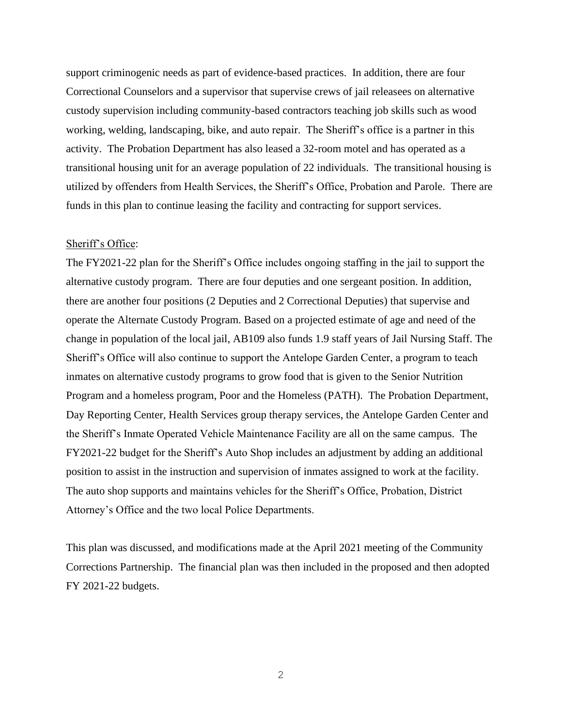support criminogenic needs as part of evidence-based practices. In addition, there are four Correctional Counselors and a supervisor that supervise crews of jail releasees on alternative custody supervision including community-based contractors teaching job skills such as wood working, welding, landscaping, bike, and auto repair. The Sheriff's office is a partner in this activity. The Probation Department has also leased a 32-room motel and has operated as a transitional housing unit for an average population of 22 individuals. The transitional housing is utilized by offenders from Health Services, the Sheriff's Office, Probation and Parole. There are funds in this plan to continue leasing the facility and contracting for support services.

<u>Sheriff's Office</u>:

The FY2021-22 plan for the Sheriff's Office includes ongoing staffing in the jail to support the alternative custody program. There are four deputies and one sergeant position. In addition, there are another four positions (2 Deputies and 2 Correctional Deputies) that supervise and operate the Alternate Custody Program. Based on a projected estimate of age and need of the change in population of the local jail, AB109 also funds 1.9 staff years of Jail Nursing Staff. The Sheriff's Office will also continue to support the Antelope Garden Center, a program to teach inmates on alternative custody programs to grow food that is given to the Senior Nutrition Program and a homeless program, Poor and the Homeless (PATH). The Probation Department, Day Reporting Center, Health Services group therapy services, the Antelope Garden Center and the Sheriff's Inmate Operated Vehicle Maintenance Facility are all on the same campus. The FY2021-22 budget for the Sheriff's Auto Shop includes an adjustment by adding an additional position to assist in the instruction and supervision of inmates assigned to work at the facility. The auto shop supports and maintains vehicles for the Sheriff's Office, Probation, District Attorney's Office and the two local Police Departments.

This plan was discussed, and modifications made at the April 2021 meeting of the Community Corrections Partnership. The financial plan was then included in the proposed and then adopted FY 2021-22 budgets.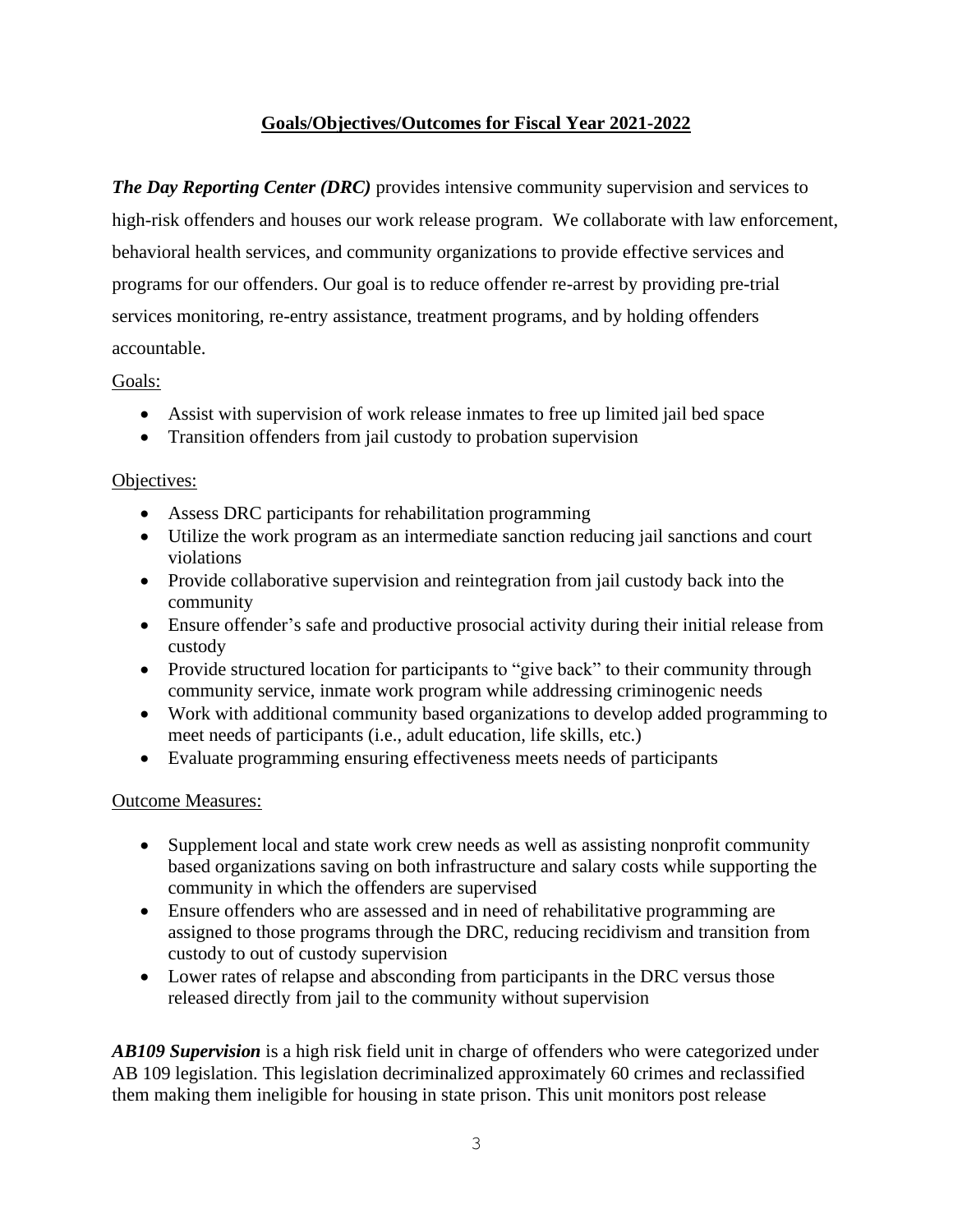## Goals/Objectives/Outcomes for Fiscal Year 2021-2022

***The Day Reporting Center (DRC)*** provides intensive community supervision and services to high-risk offenders and houses our work release program. We collaborate with law enforcement, behavioral health services, and community organizations to provide effective services and programs for our offenders. Our goal is to reduce offender re-arrest by providing pre-trial services monitoring, re-entry assistance, treatment programs, and by holding offenders accountable.

Goals:

- Assist with supervision of work release inmates to free up limited jail bed space
- Transition offenders from jail custody to probation supervision

Objectives:

- Assess DRC participants for rehabilitation programming
- Utilize the work program as an intermediate sanction reducing jail sanctions and court violations
- Provide collaborative supervision and reintegration from jail custody back into the community
- Ensure offender's safe and productive prosocial activity during their initial release from custody
- Provide structured location for participants to "give back" to their community through community service, inmate work program while addressing criminogenic needs
- Work with additional community based organizations to develop added programming to meet needs of participants (i.e., adult education, life skills, etc.)
- Evaluate programming ensuring effectiveness meets needs of participants

Outcome Measures:

- Supplement local and state work crew needs as well as assisting nonprofit community based organizations saving on both infrastructure and salary costs while supporting the community in which the offenders are supervised
- Ensure offenders who are assessed and in need of rehabilitative programming are assigned to those programs through the DRC, reducing recidivism and transition from custody to out of custody supervision
- Lower rates of relapse and absconding from participants in the DRC versus those released directly from jail to the community without supervision

***AB109 Supervision*** is a high risk field unit in charge of offenders who were categorized under AB 109 legislation. This legislation decriminalized approximately 60 crimes and reclassified them making them ineligible for housing in state prison. This unit monitors post release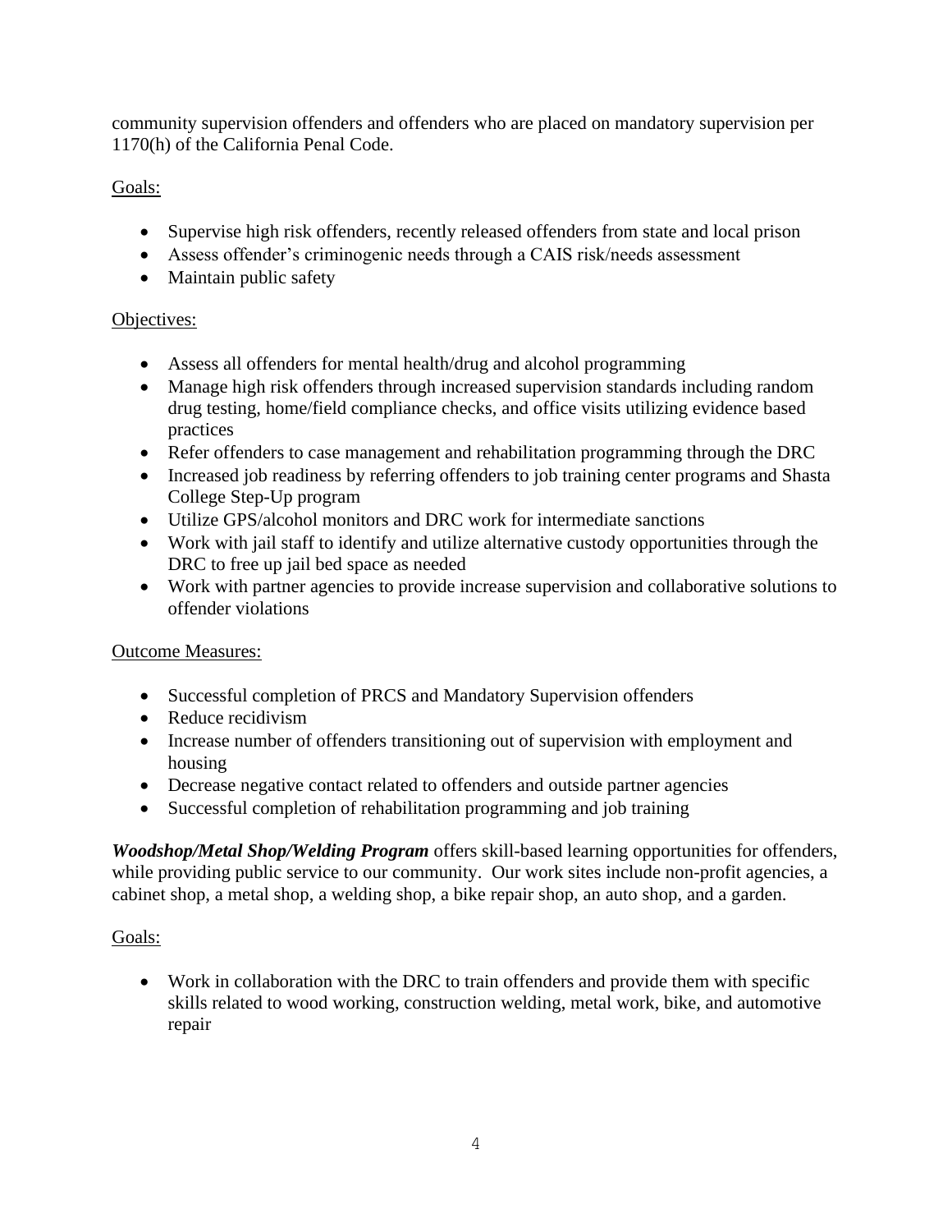community supervision offenders and offenders who are placed on mandatory supervision per 1170(h) of the California Penal Code.

Goals:

- Supervise high risk offenders, recently released offenders from state and local prison
- Assess offender's criminogenic needs through a CAIS risk/needs assessment
- Maintain public safety

Objectives:

- Assess all offenders for mental health/drug and alcohol programming
- Manage high risk offenders through increased supervision standards including random drug testing, home/field compliance checks, and office visits utilizing evidence based practices
- Refer offenders to case management and rehabilitation programming through the DRC
- Increased job readiness by referring offenders to job training center programs and Shasta College Step-Up program
- Utilize GPS/alcohol monitors and DRC work for intermediate sanctions
- Work with jail staff to identify and utilize alternative custody opportunities through the DRC to free up jail bed space as needed
- Work with partner agencies to provide increase supervision and collaborative solutions to offender violations

Outcome Measures:

- Successful completion of PRCS and Mandatory Supervision offenders
- Reduce recidivism
- Increase number of offenders transitioning out of supervision with employment and housing
- Decrease negative contact related to offenders and outside partner agencies
- Successful completion of rehabilitation programming and job training

***Woodshop/Metal Shop/Welding Program*** offers skill-based learning opportunities for offenders, while providing public service to our community. Our work sites include non-profit agencies, a cabinet shop, a metal shop, a welding shop, a bike repair shop, an auto shop, and a garden.

Goals:

- Work in collaboration with the DRC to train offenders and provide them with specific skills related to wood working, construction welding, metal work, bike, and automotive repair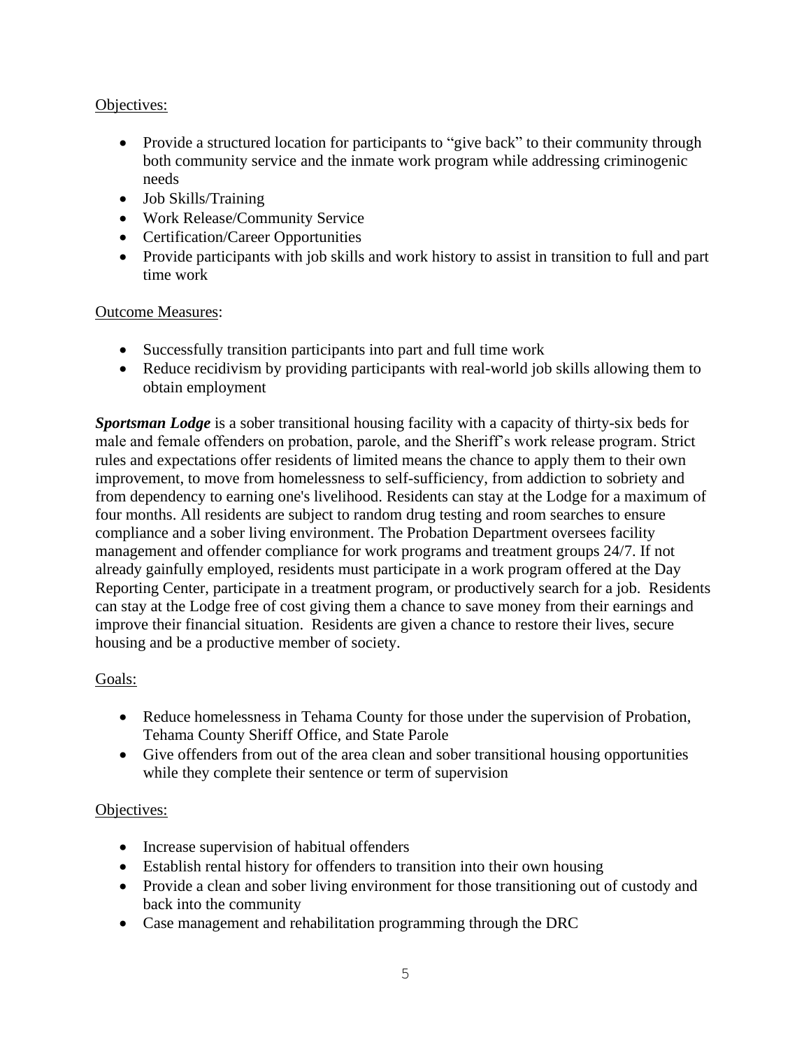Objectives:

- Provide a structured location for participants to "give back" to their community through both community service and the inmate work program while addressing criminogenic needs
- Job Skills/Training
- Work Release/Community Service
- Certification/Career Opportunities
- Provide participants with job skills and work history to assist in transition to full and part time work

Outcome Measures:

- Successfully transition participants into part and full time work
- Reduce recidivism by providing participants with real-world job skills allowing them to obtain employment

***Sportsman Lodge*** is a sober transitional housing facility with a capacity of thirty-six beds for male and female offenders on probation, parole, and the Sheriff's work release program. Strict rules and expectations offer residents of limited means the chance to apply them to their own improvement, to move from homelessness to self-sufficiency, from addiction to sobriety and from dependency to earning one's livelihood. Residents can stay at the Lodge for a maximum of four months. All residents are subject to random drug testing and room searches to ensure compliance and a sober living environment. The Probation Department oversees facility management and offender compliance for work programs and treatment groups 24/7. If not already gainfully employed, residents must participate in a work program offered at the Day Reporting Center, participate in a treatment program, or productively search for a job. Residents can stay at the Lodge free of cost giving them a chance to save money from their earnings and improve their financial situation. Residents are given a chance to restore their lives, secure housing and be a productive member of society.

Goals:

- Reduce homelessness in Tehama County for those under the supervision of Probation, Tehama County Sheriff Office, and State Parole
- Give offenders from out of the area clean and sober transitional housing opportunities while they complete their sentence or term of supervision

Objectives:

- Increase supervision of habitual offenders
- Establish rental history for offenders to transition into their own housing
- Provide a clean and sober living environment for those transitioning out of custody and back into the community
- Case management and rehabilitation programming through the DRC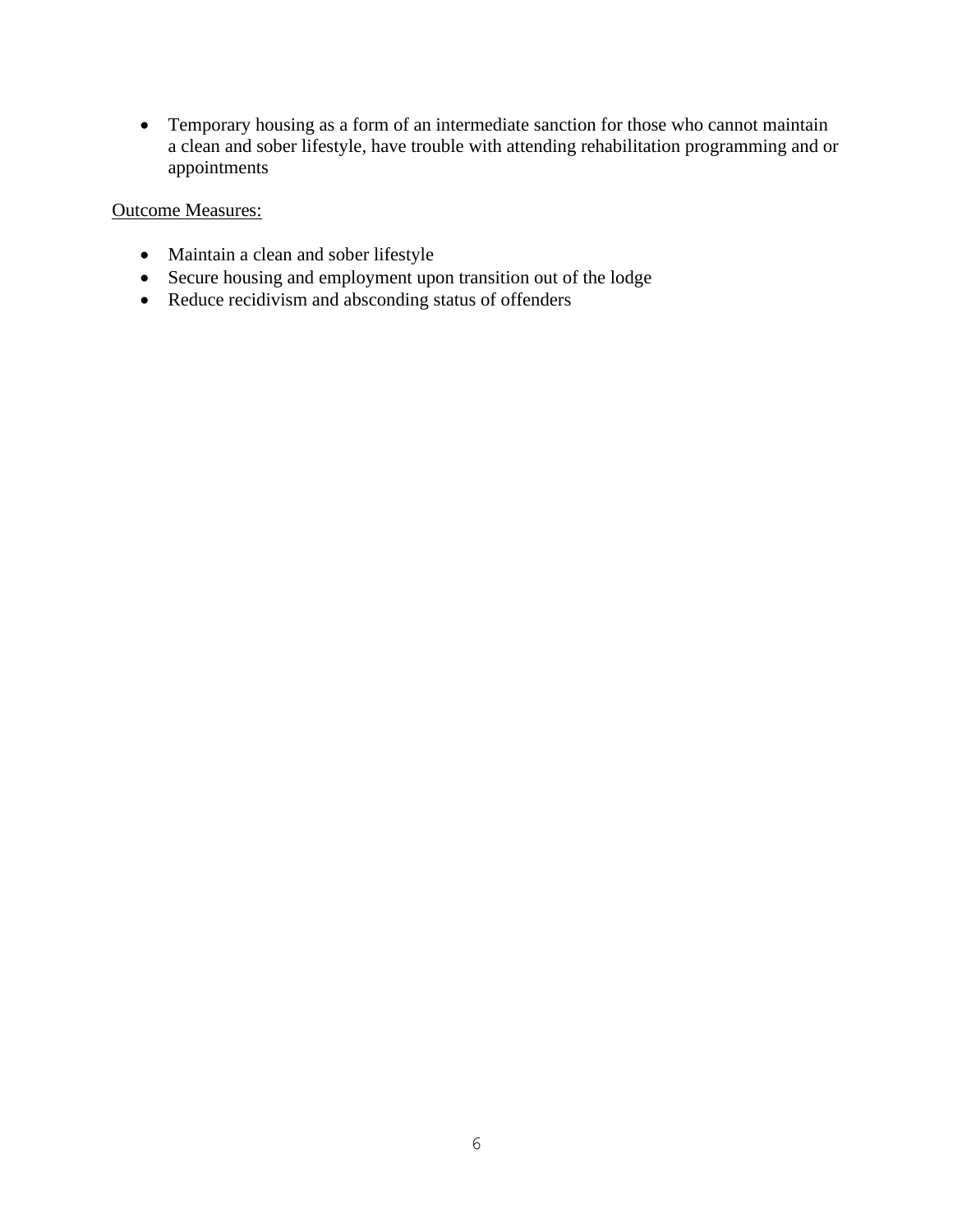- Temporary housing as a form of an intermediate sanction for those who cannot maintain a clean and sober lifestyle, have trouble with attending rehabilitation programming and or appointments

Outcome Measures:

- Maintain a clean and sober lifestyle
- Secure housing and employment upon transition out of the lodge
- Reduce recidivism and absconding status of offenders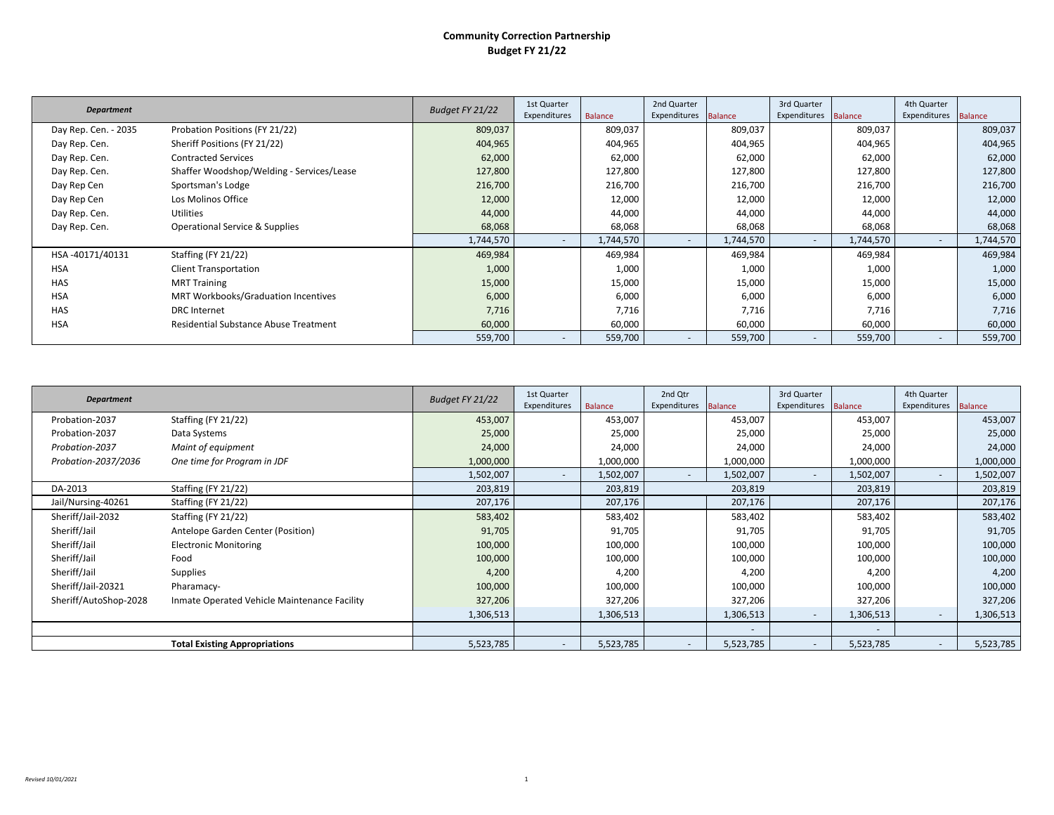# Community Correction Partnership
## Budget FY 21/22

| *Department* | | *Budget FY 21/22* | 1st Quarter Expenditures | Balance | 2nd Quarter Expenditures | Balance | 3rd Quarter Expenditures | Balance | 4th Quarter Expenditures | Balance |
|---|---|---|---|---|---|---|---|---|---|---|
| Day Rep. Cen. - 2035 | Probation Positions (FY 21/22) | 809,037 | | 809,037 | | 809,037 | | 809,037 | | 809,037 |
| Day Rep. Cen. | Sheriff Positions (FY 21/22) | 404,965 | | 404,965 | | 404,965 | | 404,965 | | 404,965 |
| Day Rep. Cen. | Contracted Services | 62,000 | | 62,000 | | 62,000 | | 62,000 | | 62,000 |
| Day Rep. Cen. | Shaffer Woodshop/Welding - Services/Lease | 127,800 | | 127,800 | | 127,800 | | 127,800 | | 127,800 |
| Day Rep Cen | Sportsman's Lodge | 216,700 | | 216,700 | | 216,700 | | 216,700 | | 216,700 |
| Day Rep Cen | Los Molinos Office | 12,000 | | 12,000 | | 12,000 | | 12,000 | | 12,000 |
| Day Rep. Cen. | Utilities | 44,000 | | 44,000 | | 44,000 | | 44,000 | | 44,000 |
| Day Rep. Cen. | Operational Service & Supplies | 68,068 | | 68,068 | | 68,068 | | 68,068 | | 68,068 |
| | | 1,744,570 | - | 1,744,570 | - | 1,744,570 | - | 1,744,570 | - | 1,744,570 |
| HSA -40171/40131 | Staffing (FY 21/22) | 469,984 | | 469,984 | | 469,984 | | 469,984 | | 469,984 |
| HSA | Client Transportation | 1,000 | | 1,000 | | 1,000 | | 1,000 | | 1,000 |
| HAS | MRT Training | 15,000 | | 15,000 | | 15,000 | | 15,000 | | 15,000 |
| HSA | MRT Workbooks/Graduation Incentives | 6,000 | | 6,000 | | 6,000 | | 6,000 | | 6,000 |
| HAS | DRC Internet | 7,716 | | 7,716 | | 7,716 | | 7,716 | | 7,716 |
| HSA | Residential Substance Abuse Treatment | 60,000 | | 60,000 | | 60,000 | | 60,000 | | 60,000 |
| | | 559,700 | - | 559,700 | - | 559,700 | - | 559,700 | - | 559,700 |

| *Department* | | *Budget FY 21/22* | 1st Quarter Expenditures | Balance | 2nd Qtr Expenditures | Balance | 3rd Quarter Expenditures | Balance | 4th Quarter Expenditures | Balance |
|---|---|---|---|---|---|---|---|---|---|---|
| Probation-2037 | Staffing (FY 21/22) | 453,007 | | 453,007 | | 453,007 | | 453,007 | | 453,007 |
| Probation-2037 | Data Systems | 25,000 | | 25,000 | | 25,000 | | 25,000 | | 25,000 |
| *Probation-2037* | *Maint of equipment* | 24,000 | | 24,000 | | 24,000 | | 24,000 | | 24,000 |
| *Probation-2037/2036* | *One time for Program in JDF* | 1,000,000 | | 1,000,000 | | 1,000,000 | | 1,000,000 | | 1,000,000 |
| | | 1,502,007 | - | 1,502,007 | - | 1,502,007 | - | 1,502,007 | - | 1,502,007 |
| DA-2013 | Staffing (FY 21/22) | 203,819 | | 203,819 | | 203,819 | | 203,819 | | 203,819 |
| Jail/Nursing-40261 | Staffing (FY 21/22) | 207,176 | | 207,176 | | 207,176 | | 207,176 | | 207,176 |
| Sheriff/Jail-2032 | Staffing (FY 21/22) | 583,402 | | 583,402 | | 583,402 | | 583,402 | | 583,402 |
| Sheriff/Jail | Antelope Garden Center (Position) | 91,705 | | 91,705 | | 91,705 | | 91,705 | | 91,705 |
| Sheriff/Jail | Electronic Monitoring | 100,000 | | 100,000 | | 100,000 | | 100,000 | | 100,000 |
| Sheriff/Jail | Food | 100,000 | | 100,000 | | 100,000 | | 100,000 | | 100,000 |
| Sheriff/Jail | Supplies | 4,200 | | 4,200 | | 4,200 | | 4,200 | | 4,200 |
| Sheriff/Jail-20321 | Pharamacy- | 100,000 | | 100,000 | | 100,000 | | 100,000 | | 100,000 |
| Sheriff/AutoShop-2028 | Inmate Operated Vehicle Maintenance Facility | 327,206 | | 327,206 | | 327,206 | | 327,206 | | 327,206 |
| | | 1,306,513 | | 1,306,513 | | 1,306,513 | - | 1,306,513 | - | 1,306,513 |
| | | | | | | - | | - | | |
| | **Total Existing Appropriations** | 5,523,785 | - | 5,523,785 | - | 5,523,785 | - | 5,523,785 | - | 5,523,785 |

*Revised 10/01/2021*